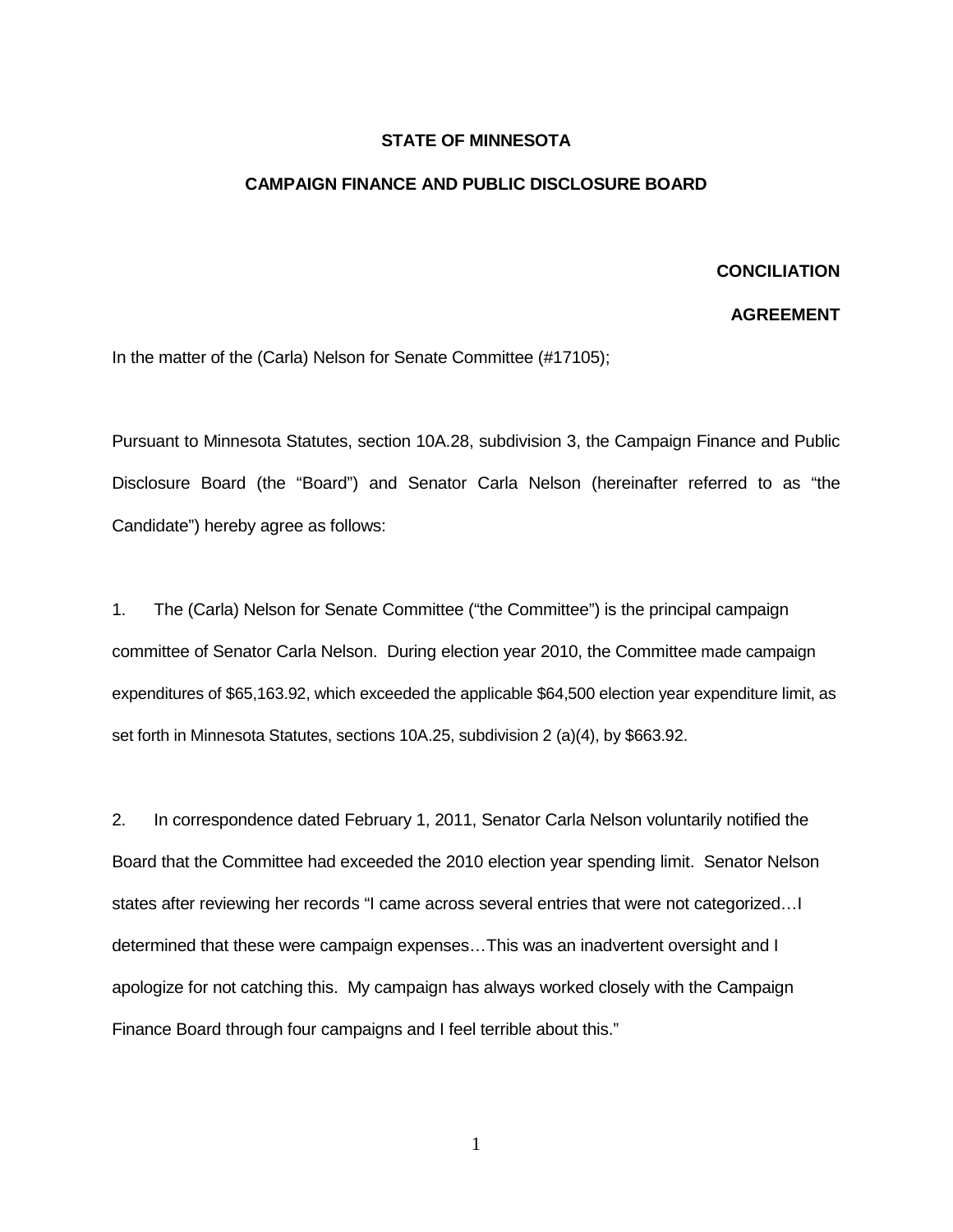**STATE OF MINNESOTA**

**CAMPAIGN FINANCE AND PUBLIC DISCLOSURE BOARD**

**CONCILIATION AGREEMENT**

In the matter of the (Carla) Nelson for Senate Committee (#17105);

Pursuant to Minnesota Statutes, section 10A.28, subdivision 3, the Campaign Finance and Public Disclosure Board (the "Board") and Senator Carla Nelson (hereinafter referred to as "the Candidate") hereby agree as follows:

1. The (Carla) Nelson for Senate Committee ("the Committee") is the principal campaign committee of Senator Carla Nelson. During election year 2010, the Committee made campaign expenditures of $65,163.92, which exceeded the applicable $64,500 election year expenditure limit, as set forth in Minnesota Statutes, sections 10A.25, subdivision 2 (a)(4), by $663.92.

2. In correspondence dated February 1, 2011, Senator Carla Nelson voluntarily notified the Board that the Committee had exceeded the 2010 election year spending limit. Senator Nelson states after reviewing her records "I came across several entries that were not categorized…I determined that these were campaign expenses…This was an inadvertent oversight and I apologize for not catching this. My campaign has always worked closely with the Campaign Finance Board through four campaigns and I feel terrible about this."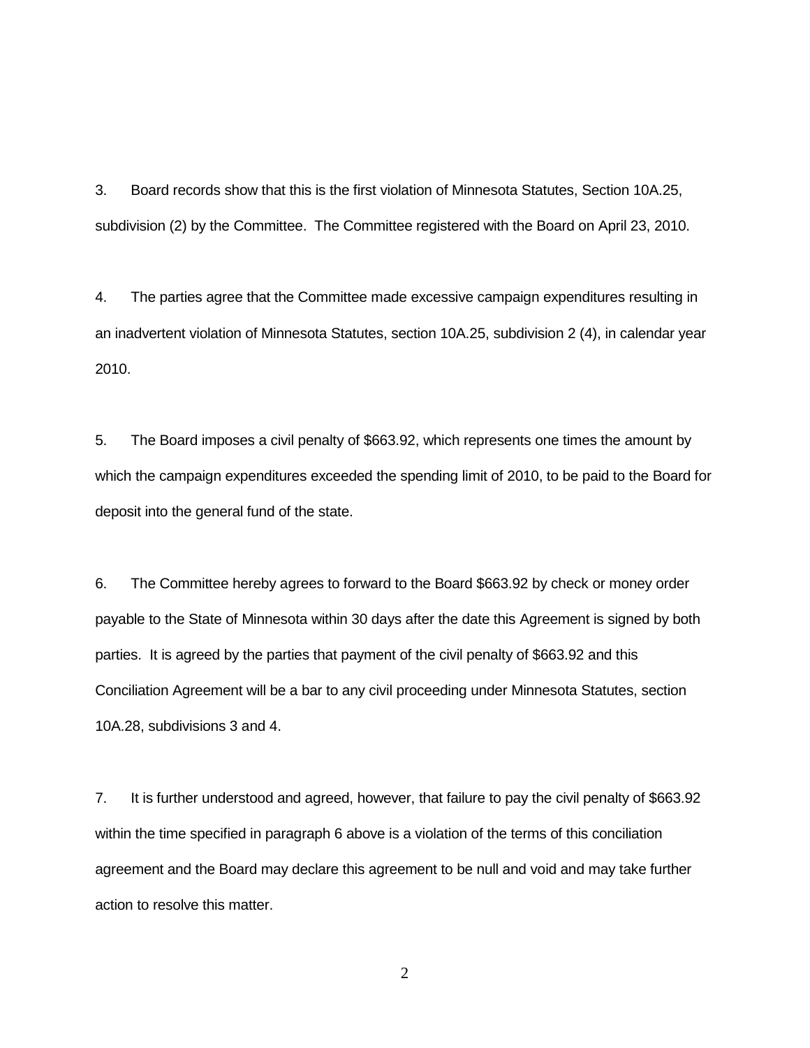3. Board records show that this is the first violation of Minnesota Statutes, Section 10A.25, subdivision (2) by the Committee. The Committee registered with the Board on April 23, 2010.

4. The parties agree that the Committee made excessive campaign expenditures resulting in an inadvertent violation of Minnesota Statutes, section 10A.25, subdivision 2 (4), in calendar year 2010.

5. The Board imposes a civil penalty of $663.92, which represents one times the amount by which the campaign expenditures exceeded the spending limit of 2010, to be paid to the Board for deposit into the general fund of the state.

6. The Committee hereby agrees to forward to the Board $663.92 by check or money order payable to the State of Minnesota within 30 days after the date this Agreement is signed by both parties. It is agreed by the parties that payment of the civil penalty of $663.92 and this Conciliation Agreement will be a bar to any civil proceeding under Minnesota Statutes, section 10A.28, subdivisions 3 and 4.

7. It is further understood and agreed, however, that failure to pay the civil penalty of $663.92 within the time specified in paragraph 6 above is a violation of the terms of this conciliation agreement and the Board may declare this agreement to be null and void and may take further action to resolve this matter.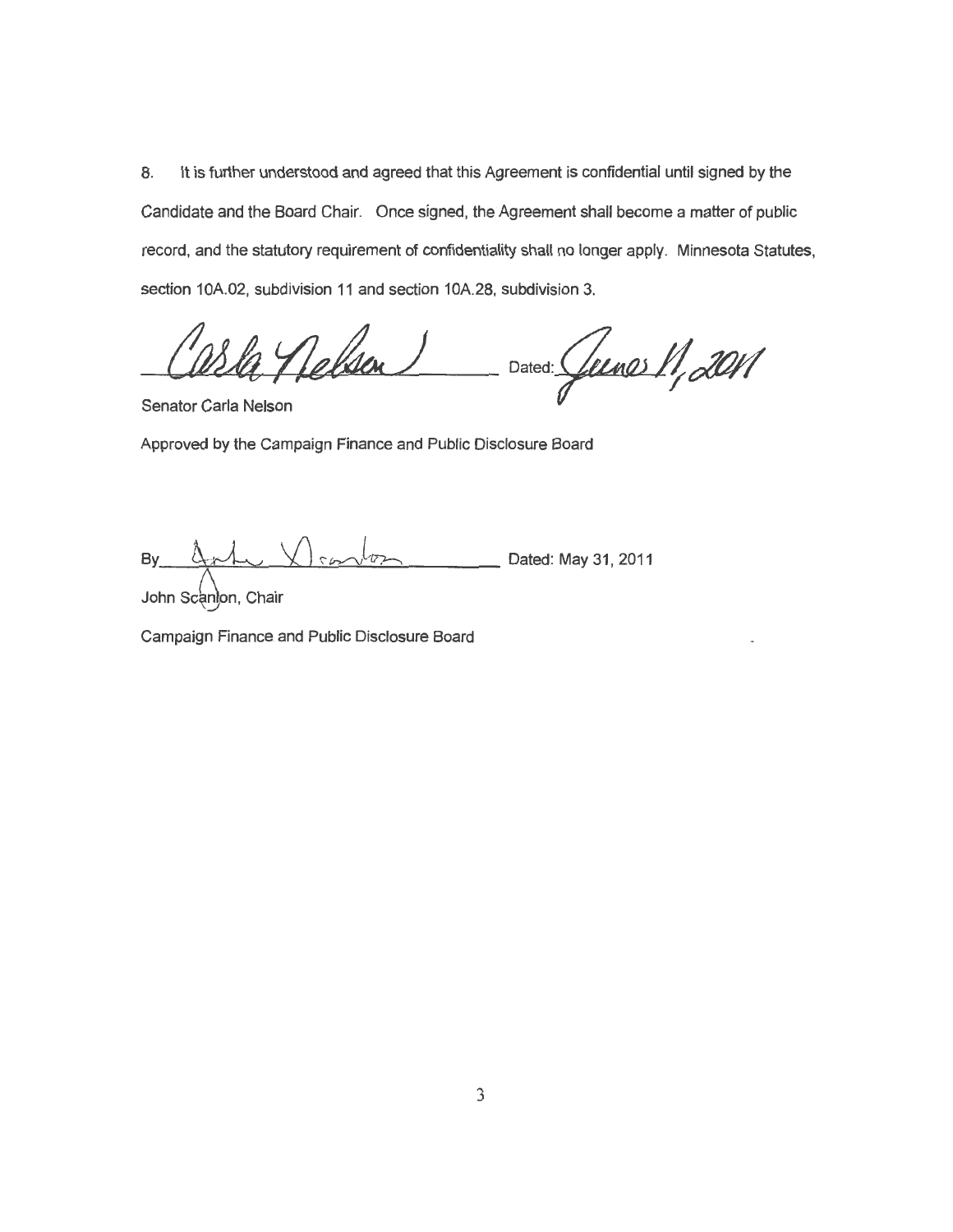8. It is further understood and agreed that this Agreement is confidential until signed by the Candidate and the Board Chair. Once signed, the Agreement shall become a matter of public record, and the statutory requirement of confidentiality shall no longer apply. Minnesota Statutes, section 10A.02, subdivision 11 and section 10A.28, subdivision 3.

Carla Nelson ______________ Dated: June 11, 2011

Senator Carla Nelson

Approved by the Campaign Finance and Public Disclosure Board

By John Scanlon ______________ Dated: May 31, 2011

John Scanlon, Chair

Campaign Finance and Public Disclosure Board